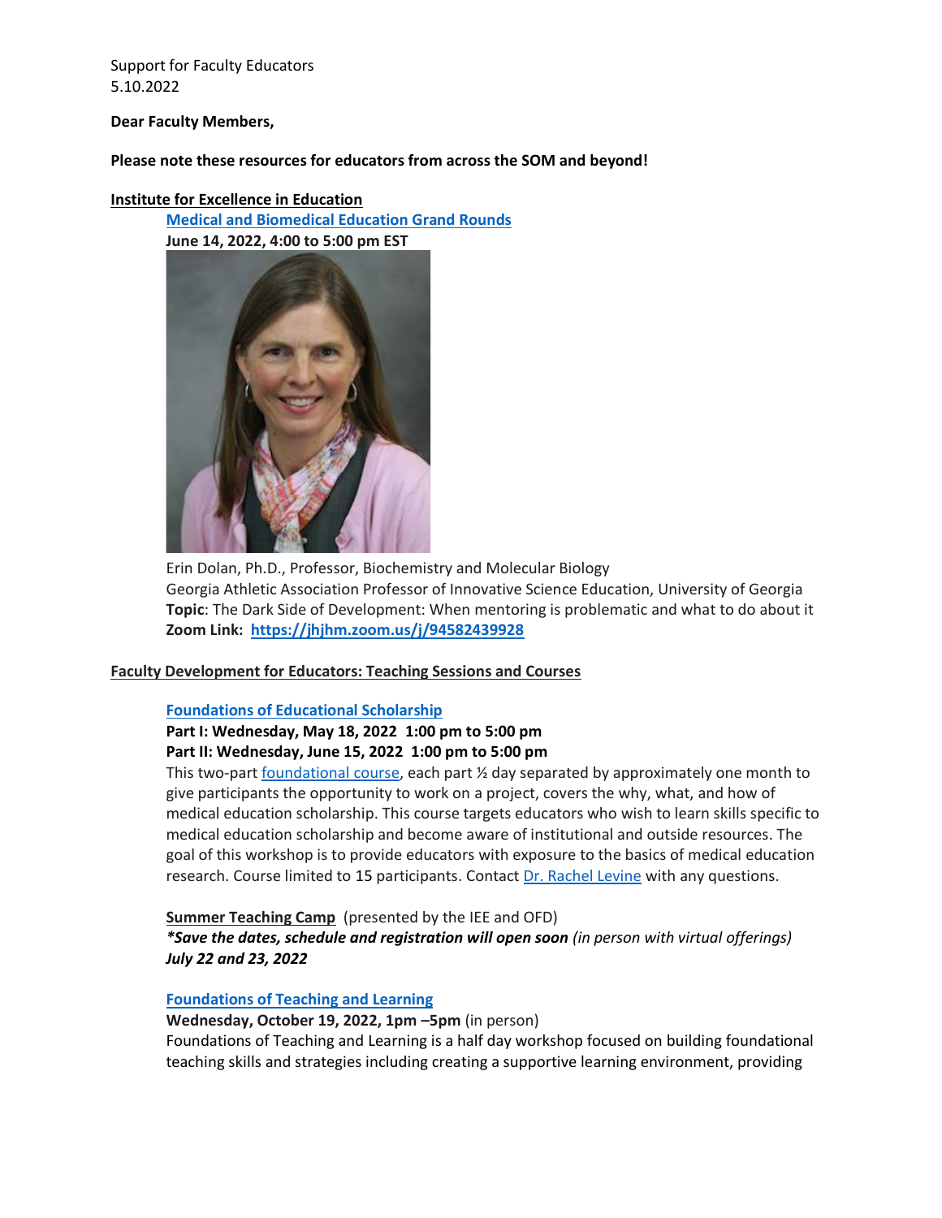Support for Faculty Educators
5.10.2022

**Dear Faculty Members,**

**Please note these resources for educators from across the SOM and beyond!**

## Institute for Excellence in Education

**Medical and Biomedical Education Grand Rounds**
**June 14, 2022, 4:00 to 5:00 pm EST**

Erin Dolan, Ph.D., Professor, Biochemistry and Molecular Biology
Georgia Athletic Association Professor of Innovative Science Education, University of Georgia
**Topic**: The Dark Side of Development: When mentoring is problematic and what to do about it
**Zoom Link: https://jhjhm.zoom.us/j/94582439928**

## Faculty Development for Educators: Teaching Sessions and Courses

**Foundations of Educational Scholarship**
**Part I: Wednesday, May 18, 2022 1:00 pm to 5:00 pm**
**Part II: Wednesday, June 15, 2022 1:00 pm to 5:00 pm**
This two-part foundational course, each part ½ day separated by approximately one month to give participants the opportunity to work on a project, covers the why, what, and how of medical education scholarship. This course targets educators who wish to learn skills specific to medical education scholarship and become aware of institutional and outside resources. The goal of this workshop is to provide educators with exposure to the basics of medical education research. Course limited to 15 participants. Contact Dr. Rachel Levine with any questions.

**Summer Teaching Camp** (presented by the IEE and OFD)
***Save the dates, schedule and registration will open soon** *(in person with virtual offerings)*
***July 22 and 23, 2022***

**Foundations of Teaching and Learning**
**Wednesday, October 19, 2022, 1pm –5pm** (in person)
Foundations of Teaching and Learning is a half day workshop focused on building foundational teaching skills and strategies including creating a supportive learning environment, providing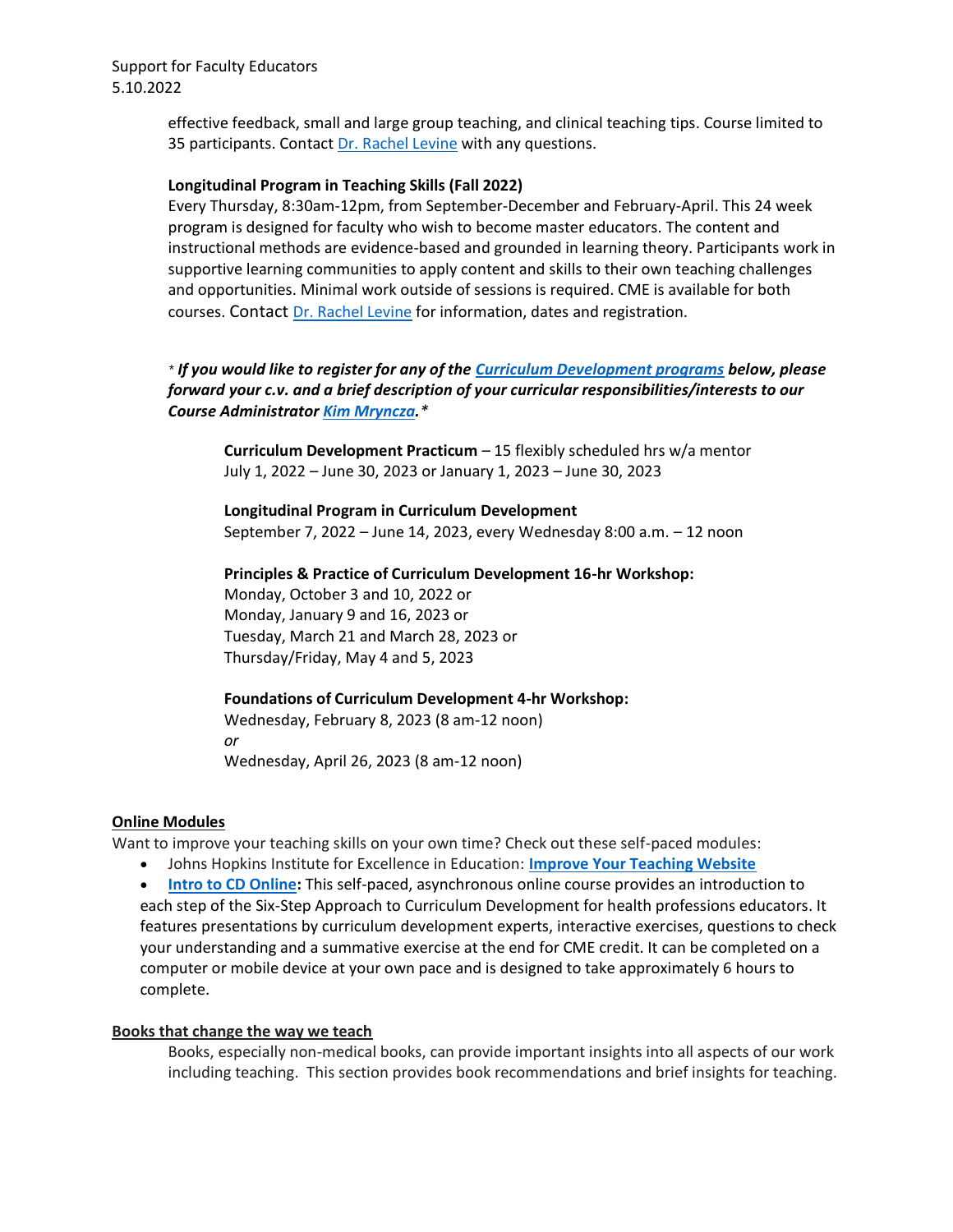effective feedback, small and large group teaching, and clinical teaching tips. Course limited to 35 participants. Contact Dr. Rachel Levine with any questions.

**Longitudinal Program in Teaching Skills (Fall 2022)**
Every Thursday, 8:30am-12pm, from September-December and February-April. This 24 week program is designed for faculty who wish to become master educators. The content and instructional methods are evidence-based and grounded in learning theory. Participants work in supportive learning communities to apply content and skills to their own teaching challenges and opportunities. Minimal work outside of sessions is required. CME is available for both courses. Contact Dr. Rachel Levine for information, dates and registration.

*\* **If you would like to register for any of the Curriculum Development programs below, please forward your c.v. and a brief description of your curricular responsibilities/interests to our Course Administrator Kim Mryncza.*** \**

**Curriculum Development Practicum** – 15 flexibly scheduled hrs w/a mentor
July 1, 2022 – June 30, 2023 or January 1, 2023 – June 30, 2023

**Longitudinal Program in Curriculum Development**
September 7, 2022 – June 14, 2023, every Wednesday 8:00 a.m. – 12 noon

**Principles & Practice of Curriculum Development 16-hr Workshop:**
Monday, October 3 and 10, 2022 or
Monday, January 9 and 16, 2023 or
Tuesday, March 21 and March 28, 2023 or
Thursday/Friday, May 4 and 5, 2023

**Foundations of Curriculum Development 4-hr Workshop:**
Wednesday, February 8, 2023 (8 am-12 noon)
*or*
Wednesday, April 26, 2023 (8 am-12 noon)

## Online Modules

Want to improve your teaching skills on your own time? Check out these self-paced modules:

- Johns Hopkins Institute for Excellence in Education: **Improve Your Teaching Website**
- **Intro to CD Online:** This self-paced, asynchronous online course provides an introduction to each step of the Six-Step Approach to Curriculum Development for health professions educators. It features presentations by curriculum development experts, interactive exercises, questions to check your understanding and a summative exercise at the end for CME credit. It can be completed on a computer or mobile device at your own pace and is designed to take approximately 6 hours to complete.

## Books that change the way we teach

Books, especially non-medical books, can provide important insights into all aspects of our work including teaching. This section provides book recommendations and brief insights for teaching.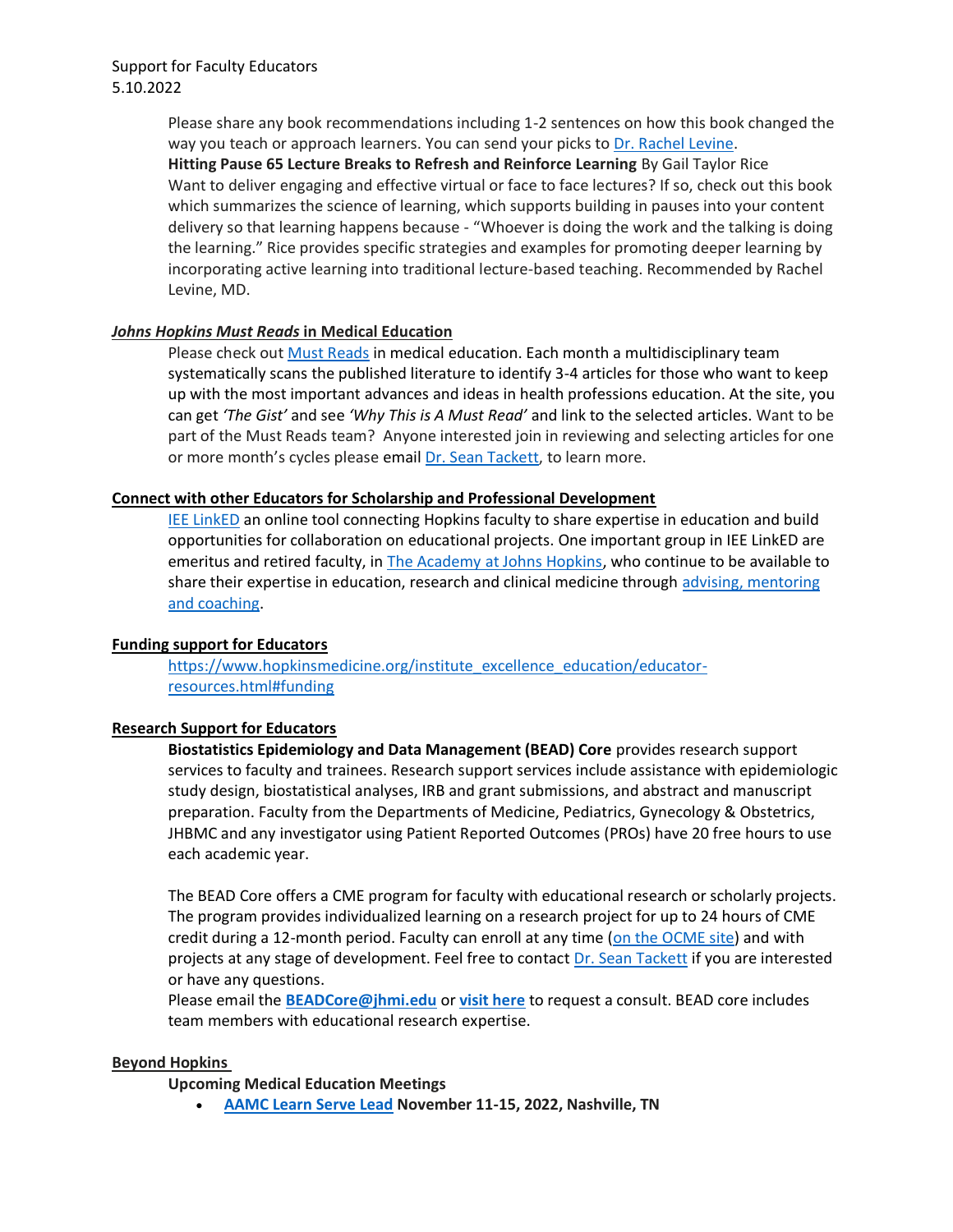Support for Faculty Educators
5.10.2022

Please share any book recommendations including 1-2 sentences on how this book changed the way you teach or approach learners. You can send your picks to [Dr. Rachel Levine](#).

**Hitting Pause 65 Lecture Breaks to Refresh and Reinforce Learning** By Gail Taylor Rice
Want to deliver engaging and effective virtual or face to face lectures? If so, check out this book which summarizes the science of learning, which supports building in pauses into your content delivery so that learning happens because - "Whoever is doing the work and the talking is doing the learning." Rice provides specific strategies and examples for promoting deeper learning by incorporating active learning into traditional lecture-based teaching. Recommended by Rachel Levine, MD.

## ***Johns Hopkins Must Reads* in Medical Education**

Please check out [Must Reads](#) in medical education. Each month a multidisciplinary team systematically scans the published literature to identify 3-4 articles for those who want to keep up with the most important advances and ideas in health professions education. At the site, you can get *'The Gist'* and see *'Why This is A Must Read'* and link to the selected articles. Want to be part of the Must Reads team? Anyone interested join in reviewing and selecting articles for one or more month's cycles please email [Dr. Sean Tackett](#), to learn more.

## **Connect with other Educators for Scholarship and Professional Development**

[IEE LinkED](#) an online tool connecting Hopkins faculty to share expertise in education and build opportunities for collaboration on educational projects. One important group in IEE LinkED are emeritus and retired faculty, in [The Academy at Johns Hopkins](#), who continue to be available to share their expertise in education, research and clinical medicine through [advising, mentoring and coaching](#).

## **Funding support for Educators**

https://www.hopkinsmedicine.org/institute_excellence_education/educator-resources.html#funding

## **Research Support for Educators**

**Biostatistics Epidemiology and Data Management (BEAD) Core** provides research support services to faculty and trainees. Research support services include assistance with epidemiologic study design, biostatistical analyses, IRB and grant submissions, and abstract and manuscript preparation. Faculty from the Departments of Medicine, Pediatrics, Gynecology & Obstetrics, JHBMC and any investigator using Patient Reported Outcomes (PROs) have 20 free hours to use each academic year.

The BEAD Core offers a CME program for faculty with educational research or scholarly projects. The program provides individualized learning on a research project for up to 24 hours of CME credit during a 12-month period. Faculty can enroll at any time ([on the OCME site](#)) and with projects at any stage of development. Feel free to contact [Dr. Sean Tackett](#) if you are interested or have any questions.

Please email the **[BEADCore@jhmi.edu](#)** or **[visit here](#)** to request a consult. BEAD core includes team members with educational research expertise.

## **Beyond Hopkins**

**Upcoming Medical Education Meetings**

- **[AAMC Learn Serve Lead](#) November 11-15, 2022, Nashville, TN**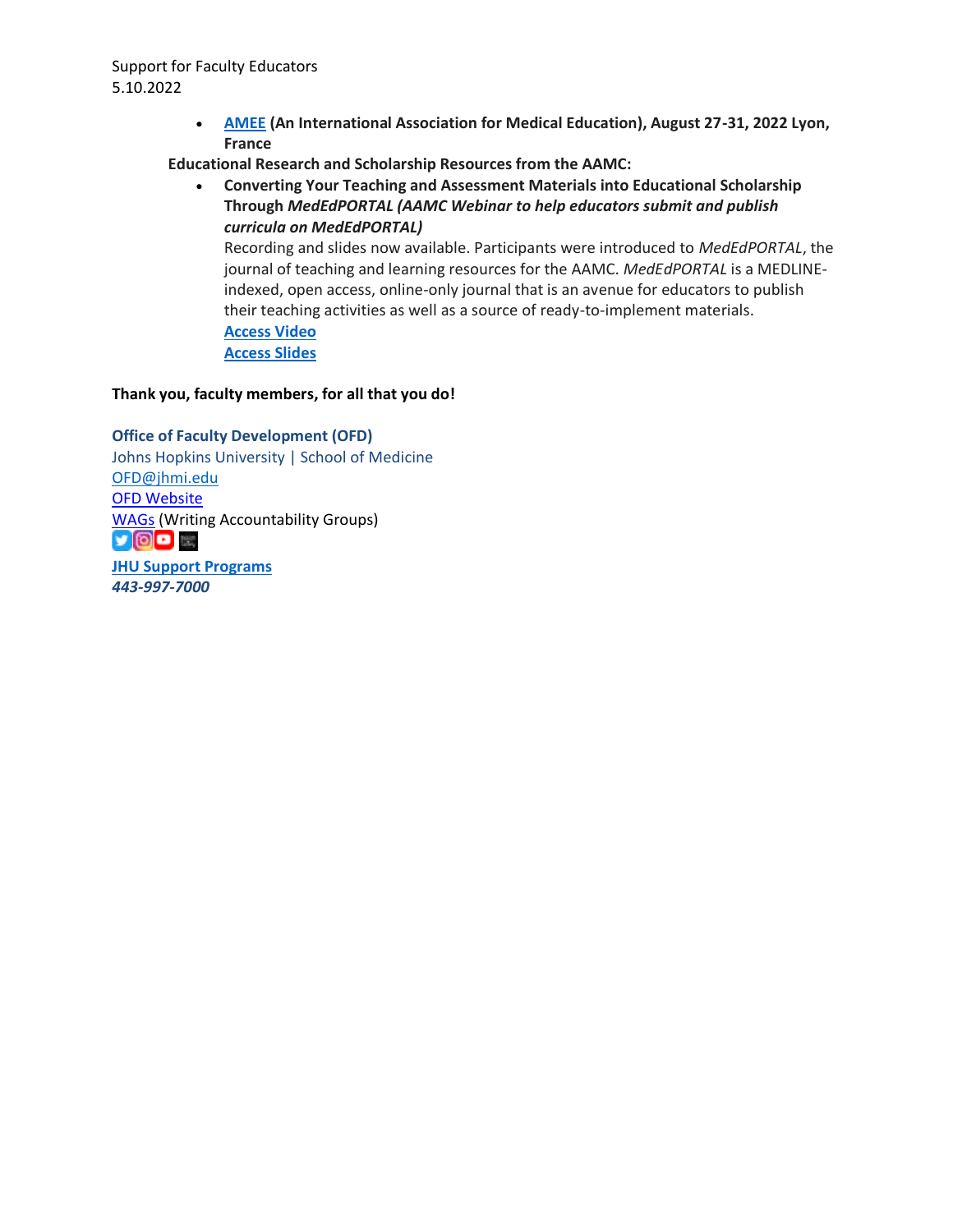- **AMEE (An International Association for Medical Education), August 27-31, 2022 Lyon, France**

**Educational Research and Scholarship Resources from the AAMC:**

- **Converting Your Teaching and Assessment Materials into Educational Scholarship Through *MedEdPORTAL (AAMC Webinar to help educators submit and publish curricula on MedEdPORTAL)***
  Recording and slides now available. Participants were introduced to *MedEdPORTAL*, the journal of teaching and learning resources for the AAMC. *MedEdPORTAL* is a MEDLINE-indexed, open access, online-only journal that is an avenue for educators to publish their teaching activities as well as a source of ready-to-implement materials.
  **Access Video**
  **Access Slides**

**Thank you, faculty members, for all that you do!**

**Office of Faculty Development (OFD)**
Johns Hopkins University | School of Medicine
OFD@jhmi.edu
OFD Website
WAGs (Writing Accountability Groups)

**JHU Support Programs**
***443-997-7000***